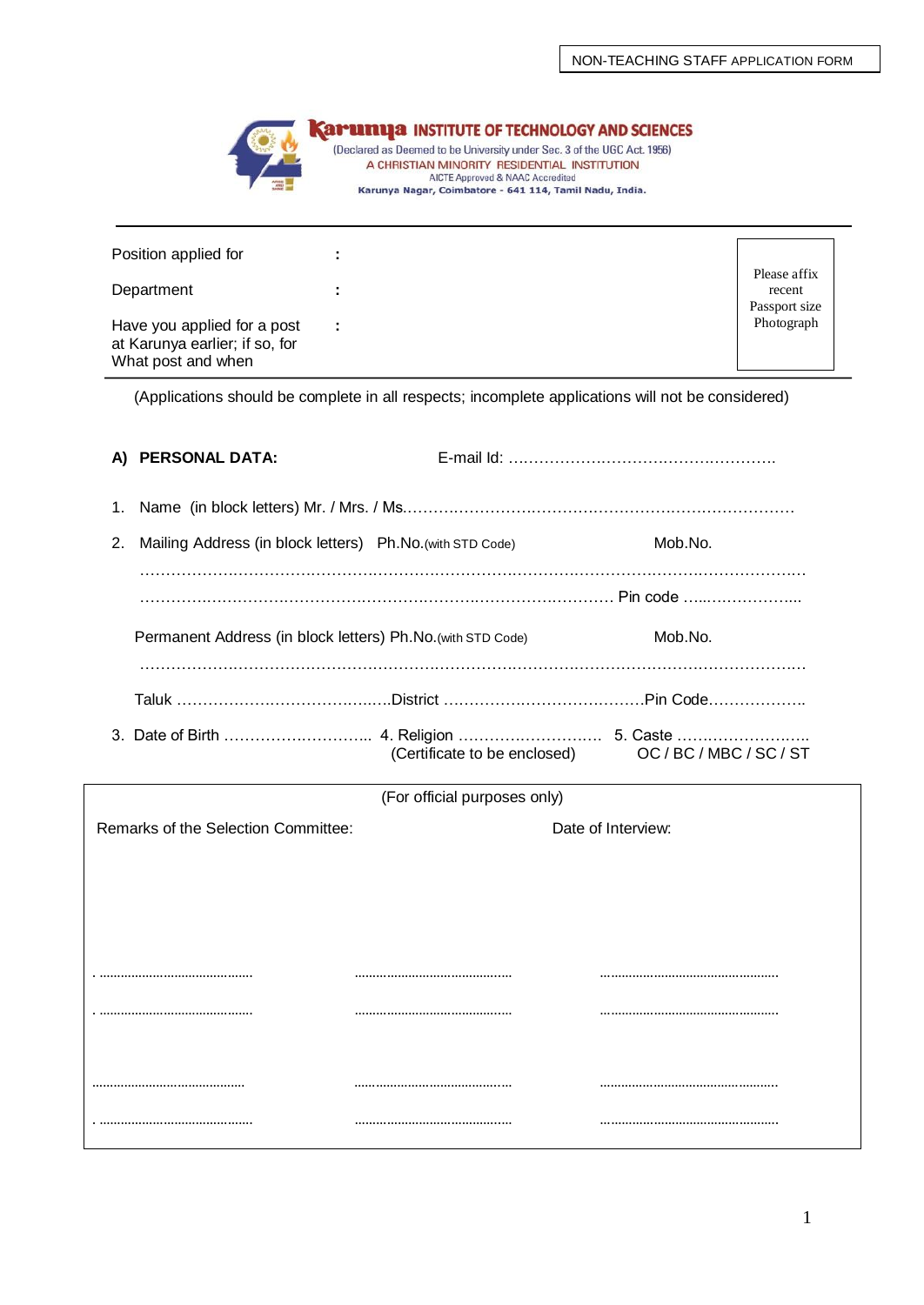NON-TEACHING STAFF APPLICATION FORM

# Karunya INSTITUTE OF TECHNOLOGY AND SCIENCES

(Declared as Deemed to be University under Sec. 3 of the UGC Act. 1956)
A CHRISTIAN MINORITY RESIDENTIAL INSTITUTION
AICTE Approved & NAAC Accredited
Karunya Nagar, Coimbatore - 641 114, Tamil Nadu, India.

---

Position applied for :

Department :

Have you applied for a post at Karunya earlier; if so, for What post and when :

Please affix recent Passport size Photograph

---

(Applications should be complete in all respects; incomplete applications will not be considered)

**A) PERSONAL DATA:** E-mail Id: ……………………………………………….

1. Name (in block letters) Mr. / Mrs. / Ms.…………………………………………………………………

2. Mailing Address (in block letters) Ph.No.(with STD Code) Mob.No.

………………………………………………………………………………………………………………

…………………………………………………………………………………… Pin code ……………………..

Permanent Address (in block letters) Ph.No.(with STD Code) Mob.No.

………………………………………………………………………………………………………………

Taluk ……………………………………District …………………………………Pin Code……………….

3. Date of Birth ……………………….. 4. Religion ………………………. 5. Caste ……………………..
(Certificate to be enclosed) OC / BC / MBC / SC / ST

---

(For official purposes only)

Remarks of the Selection Committee: Date of Interview:

| | | |
|---|---|---|
| . ………………………………… | ………………………………… | ……………………………………… |
| . ………………………………… | ………………………………… | ……………………………………… |
| ………………………………… | ………………………………… | ……………………………………… |
| . ………………………………… | ………………………………… | ……………………………………… |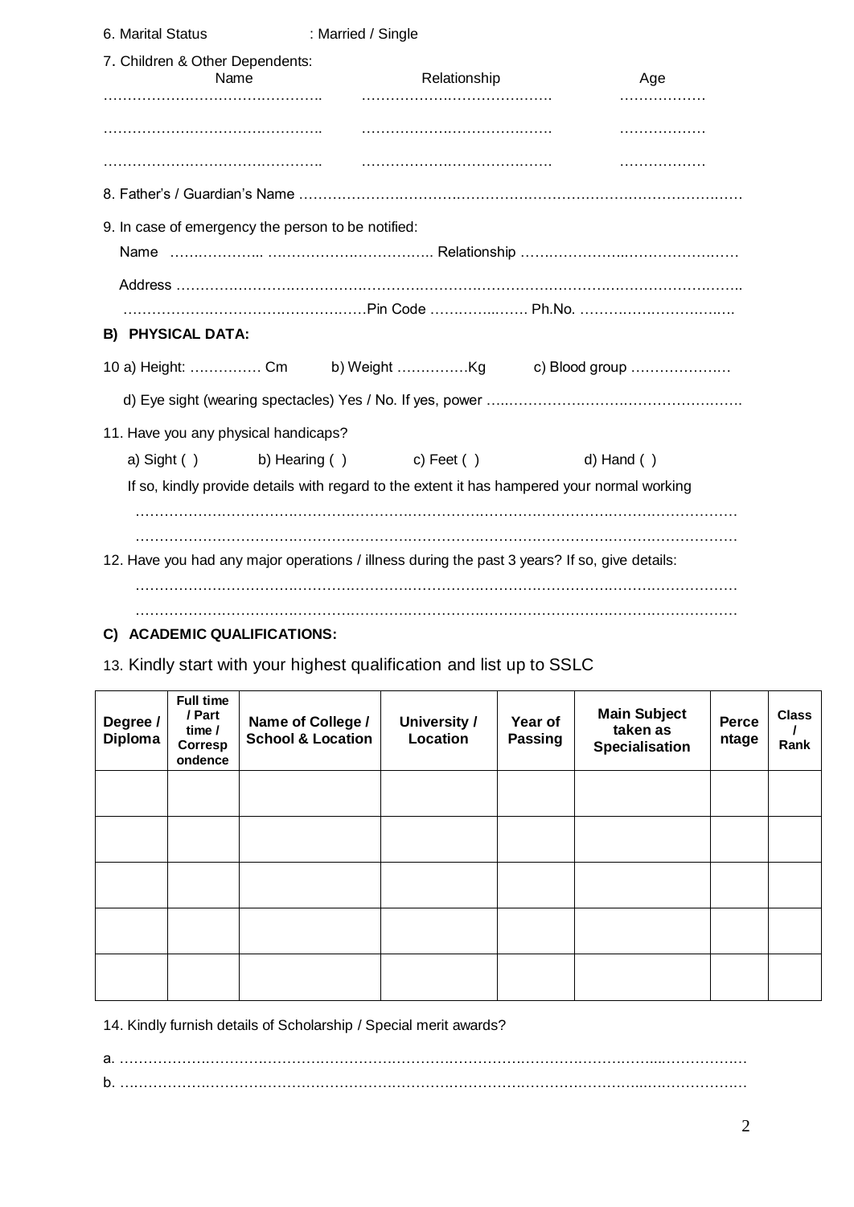6. Marital Status : Married / Single

7. Children & Other Dependents:

| Name | Relationship | Age |
|---|---|---|
| ……………………………………….. | …………………………………. | ……………… |
| ……………………………………….. | …………………………………. | ……………… |
| ……………………………………….. | …………………………………. | ……………… |

8. Father's / Guardian's Name …………………………………………………………………………………

9. In case of emergency the person to be notified:

Name ……………….. ……………………………. Relationship ………………………………………

Address ………………………………………………………………………………………………………..

…………………………………………….Pin Code ……………… Ph.No. ………………………….

## B) PHYSICAL DATA:

10 a) Height: …………… Cm b) Weight ……………Kg c) Blood group ………………..

d) Eye sight (wearing spectacles) Yes / No. If yes, power ………………………………………………

11. Have you any physical handicaps?

a) Sight ( ) b) Hearing ( ) c) Feet ( ) d) Hand ( )

If so, kindly provide details with regard to the extent it has hampered your normal working

…………………………………………………………………………………………………………

…………………………………………………………………………………………………………

12. Have you had any major operations / illness during the past 3 years? If so, give details:

…………………………………………………………………………………………………………

…………………………………………………………………………………………………………

## C) ACADEMIC QUALIFICATIONS:

13. Kindly start with your highest qualification and list up to SSLC

| Degree / Diploma | Full time / Part time / Correspondence | Name of College / School & Location | University / Location | Year of Passing | Main Subject taken as Specialisation | Percentage | Class / Rank |
|---|---|---|---|---|---|---|---|
| | | | | | | | |
| | | | | | | | |
| | | | | | | | |
| | | | | | | | |
| | | | | | | | |

14. Kindly furnish details of Scholarship / Special merit awards?

a. …………………………………………………………………………………………………………

b. …………………………………………………………………………………………………………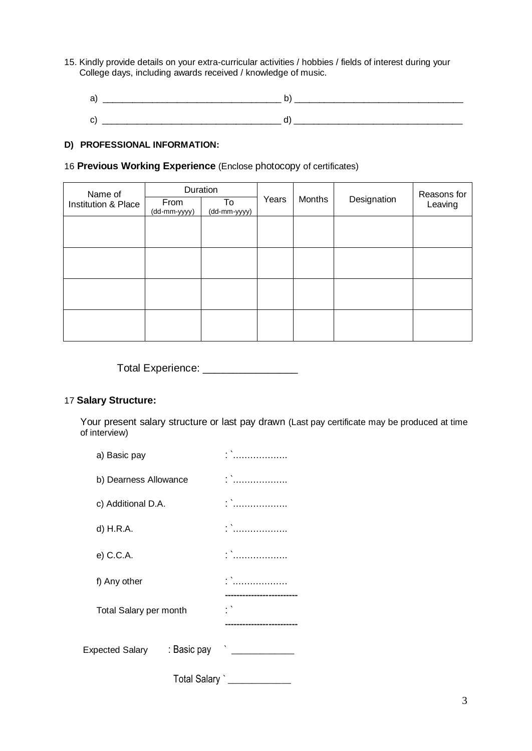15. Kindly provide details on your extra-curricular activities / hobbies / fields of interest during your College days, including awards received / knowledge of music.

a) ___________________________________ b) _________________________________

c) ___________________________________ d) _________________________________

**D) PROFESSIONAL INFORMATION:**

16 **Previous Working Experience** (Enclose photocopy of certificates)

| Name of Institution & Place | Duration | | Years | Months | Designation | Reasons for Leaving |
|---|---|---|---|---|---|---|
| | From (dd-mm-yyyy) | To (dd-mm-yyyy) | | | | |
| | | | | | | |
| | | | | | | |
| | | | | | | |
| | | | | | | |

Total Experience: ________________

17 **Salary Structure:**

Your present salary structure or last pay drawn (Last pay certificate may be produced at time of interview)

a) Basic pay : `……………….

b) Dearness Allowance : `……………….

c) Additional D.A. : `……………….

d) H.R.A. : `……………….

e) C.C.A. : `……………….

f) Any other : `……………….

------------------------

Total Salary per month : `

------------------------

Expected Salary : Basic pay ` ____________

Total Salary ` ____________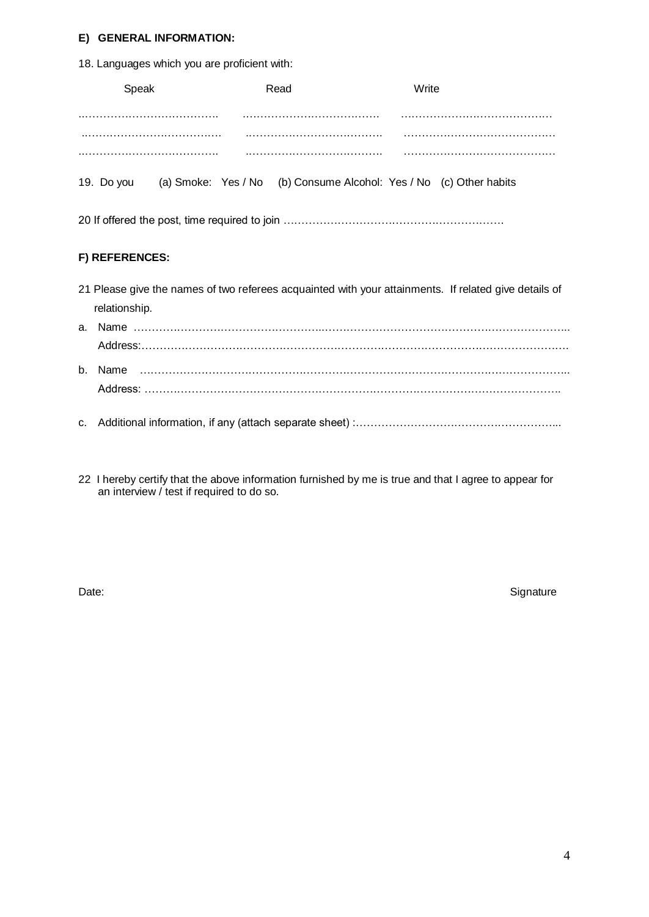**E) GENERAL INFORMATION:**

18. Languages which you are proficient with:

| Speak | Read | Write |
|---|---|---|
| ………………………………. | ……………………………… | …………………………………. |
| ………………………………. | ………………………………. | …………………………………. |
| ………………………………. | ………………………………. | …………………………………. |

19. Do you (a) Smoke: Yes / No (b) Consume Alcohol: Yes / No (c) Other habits

20 If offered the post, time required to join …………………………………………………….

**F) REFERENCES:**

21 Please give the names of two referees acquainted with your attainments. If related give details of relationship.

a. Name ……………………………………………………………………………………………………..
   Address:………………………………………………………………………………………………….

b. Name ……………………………………………………………………………………………………..
   Address: ……………………………………………………………………………………………….

c. Additional information, if any (attach separate sheet) :………………………………………………...

22 I hereby certify that the above information furnished by me is true and that I agree to appear for an interview / test if required to do so.

Date: Signature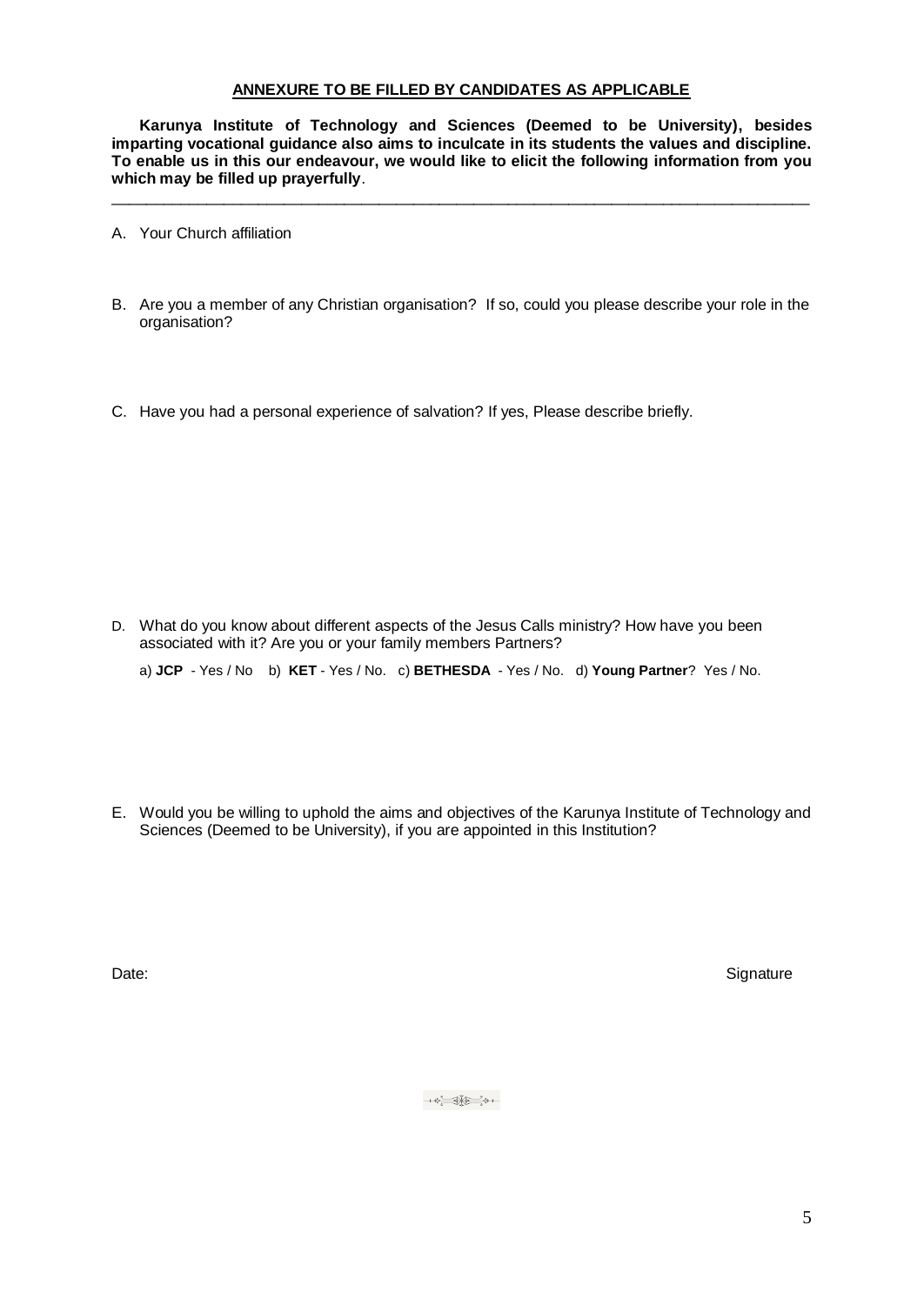## ANNEXURE TO BE FILLED BY CANDIDATES AS APPLICABLE

**Karunya Institute of Technology and Sciences (Deemed to be University), besides imparting vocational guidance also aims to inculcate in its students the values and discipline. To enable us in this our endeavour, we would like to elicit the following information from you which may be filled up prayerfully**.

---

A. Your Church affiliation

B. Are you a member of any Christian organisation? If so, could you please describe your role in the organisation?

C. Have you had a personal experience of salvation? If yes, Please describe briefly.

D. What do you know about different aspects of the Jesus Calls ministry? How have you been associated with it? Are you or your family members Partners?

   a) **JCP** - Yes / No b) **KET** - Yes / No. c) **BETHESDA** - Yes / No. d) **Young Partner**? Yes / No.

E. Would you be willing to uphold the aims and objectives of the Karunya Institute of Technology and Sciences (Deemed to be University), if you are appointed in this Institution?

Date: Signature